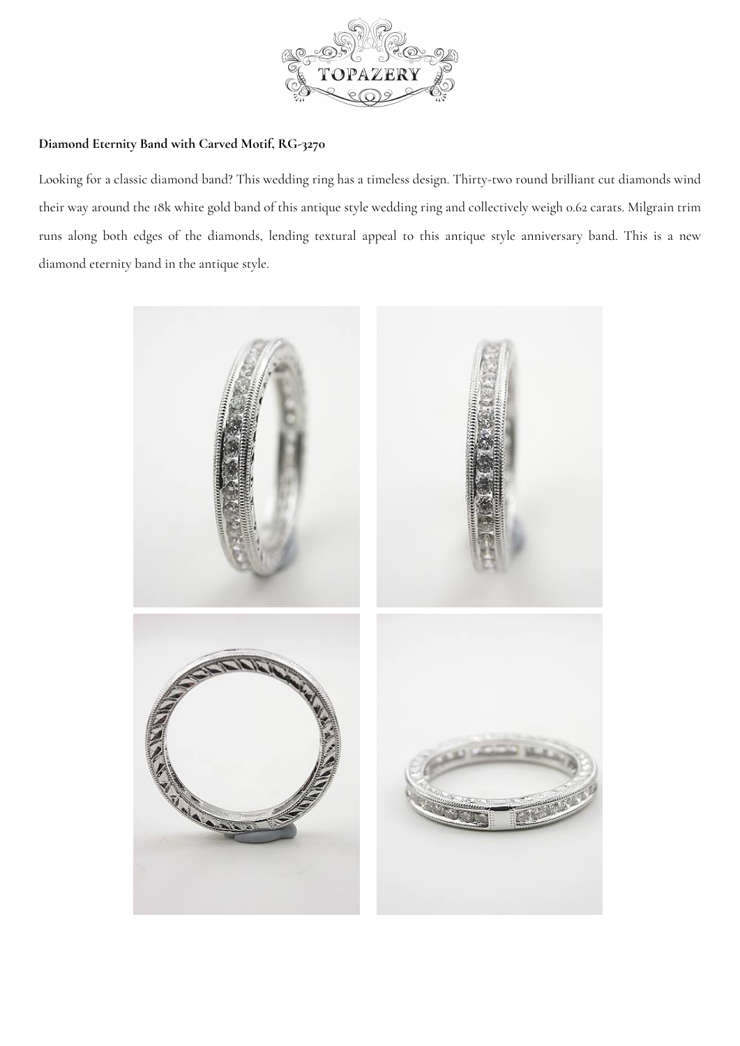**Diamond Eternity Band with Carved Motif, RG-3270**

Looking for a classic diamond band? This wedding ring has a timeless design. Thirty-two round brilliant cut diamonds wind their way around the 18k white gold band of this antique style wedding ring and collectively weigh 0.62 carats. Milgrain trim runs along both edges of the diamonds, lending textural appeal to this antique style anniversary band. This is a new diamond eternity band in the antique style.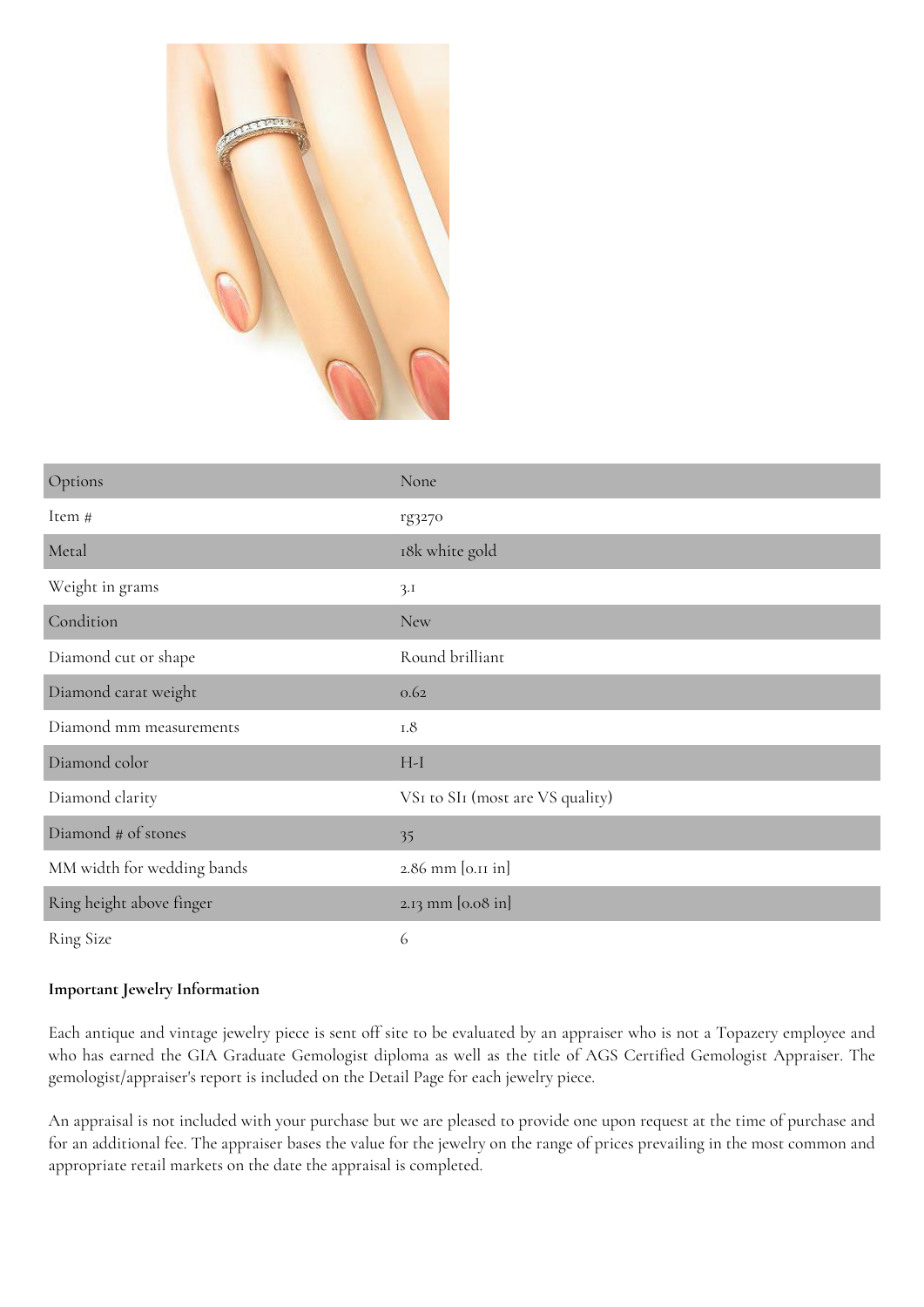| Options | None |
| --- | --- |
| Item # | rg3270 |
| Metal | 18k white gold |
| Weight in grams | 3.1 |
| Condition | New |
| Diamond cut or shape | Round brilliant |
| Diamond carat weight | 0.62 |
| Diamond mm measurements | 1.8 |
| Diamond color | H-I |
| Diamond clarity | VS1 to SI1 (most are VS quality) |
| Diamond # of stones | 35 |
| MM width for wedding bands | 2.86 mm [0.11 in] |
| Ring height above finger | 2.13 mm [0.08 in] |
| Ring Size | 6 |

**Important Jewelry Information**

Each antique and vintage jewelry piece is sent off site to be evaluated by an appraiser who is not a Topazery employee and who has earned the GIA Graduate Gemologist diploma as well as the title of AGS Certified Gemologist Appraiser. The gemologist/appraiser's report is included on the Detail Page for each jewelry piece.

An appraisal is not included with your purchase but we are pleased to provide one upon request at the time of purchase and for an additional fee. The appraiser bases the value for the jewelry on the range of prices prevailing in the most common and appropriate retail markets on the date the appraisal is completed.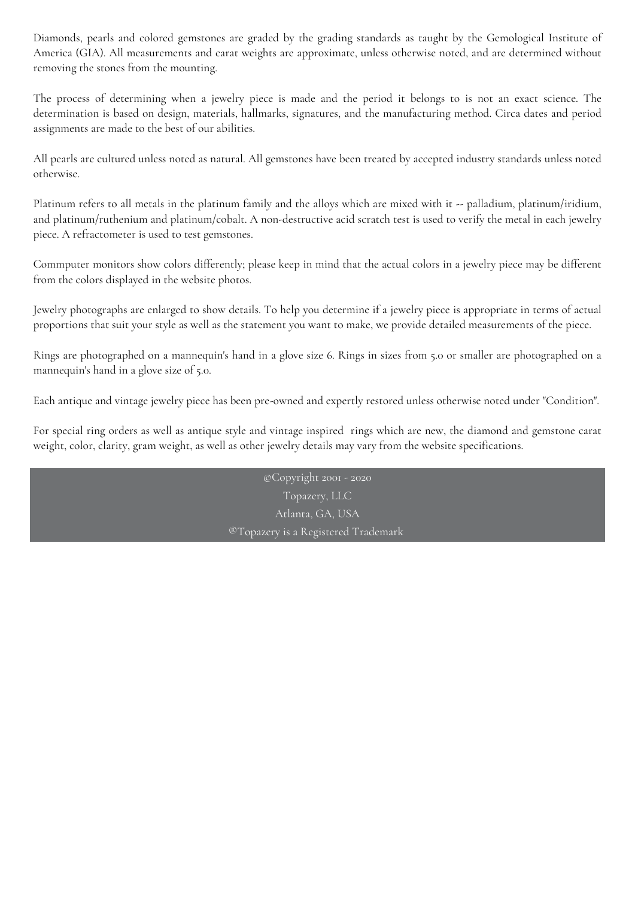Diamonds, pearls and colored gemstones are graded by the grading standards as taught by the Gemological Institute of America (GIA). All measurements and carat weights are approximate, unless otherwise noted, and are determined without removing the stones from the mounting.

The process of determining when a jewelry piece is made and the period it belongs to is not an exact science. The determination is based on design, materials, hallmarks, signatures, and the manufacturing method. Circa dates and period assignments are made to the best of our abilities.

All pearls are cultured unless noted as natural. All gemstones have been treated by accepted industry standards unless noted otherwise.

Platinum refers to all metals in the platinum family and the alloys which are mixed with it -- palladium, platinum/iridium, and platinum/ruthenium and platinum/cobalt. A non-destructive acid scratch test is used to verify the metal in each jewelry piece. A refractometer is used to test gemstones.

Commputer monitors show colors differently; please keep in mind that the actual colors in a jewelry piece may be different from the colors displayed in the website photos.

Jewelry photographs are enlarged to show details. To help you determine if a jewelry piece is appropriate in terms of actual proportions that suit your style as well as the statement you want to make, we provide detailed measurements of the piece.

Rings are photographed on a mannequin's hand in a glove size 6. Rings in sizes from 5.0 or smaller are photographed on a mannequin's hand in a glove size of 5.0.

Each antique and vintage jewelry piece has been pre-owned and expertly restored unless otherwise noted under "Condition".

For special ring orders as well as antique style and vintage inspired rings which are new, the diamond and gemstone carat weight, color, clarity, gram weight, as well as other jewelry details may vary from the website specifications.

©Copyright 2001 - 2020

Topazery, LLC

Atlanta, GA, USA

®Topazery is a Registered Trademark